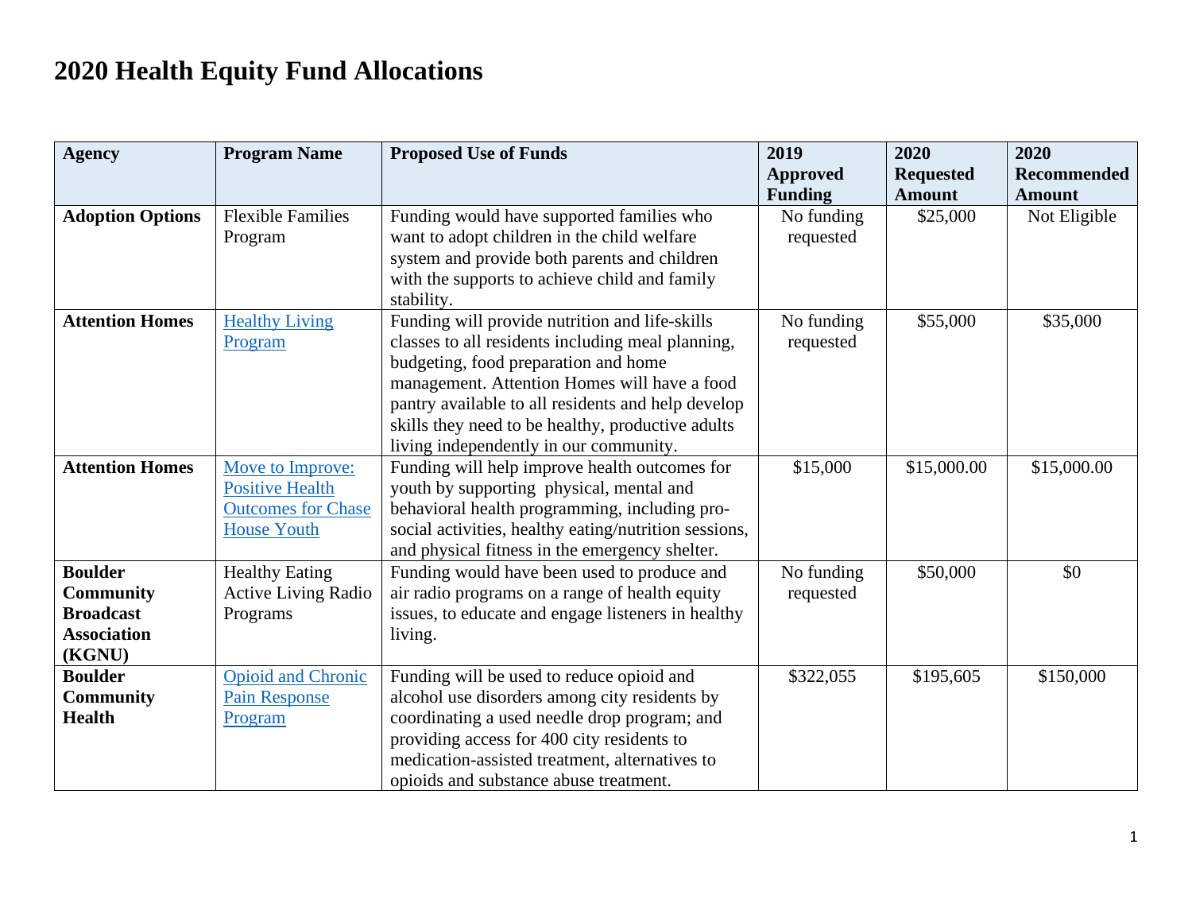# 2020 Health Equity Fund Allocations

| Agency | Program Name | Proposed Use of Funds | 2019 Approved Funding | 2020 Requested Amount | 2020 Recommended Amount |
|---|---|---|---|---|---|
| **Adoption Options** | Flexible Families Program | Funding would have supported families who want to adopt children in the child welfare system and provide both parents and children with the supports to achieve child and family stability. | No funding requested | $25,000 | Not Eligible |
| **Attention Homes** | Healthy Living Program | Funding will provide nutrition and life-skills classes to all residents including meal planning, budgeting, food preparation and home management. Attention Homes will have a food pantry available to all residents and help develop skills they need to be healthy, productive adults living independently in our community. | No funding requested | $55,000 | $35,000 |
| **Attention Homes** | Move to Improve: Positive Health Outcomes for Chase House Youth | Funding will help improve health outcomes for youth by supporting physical, mental and behavioral health programming, including pro-social activities, healthy eating/nutrition sessions, and physical fitness in the emergency shelter. | $15,000 | $15,000.00 | $15,000.00 |
| **Boulder Community Broadcast Association (KGNU)** | Healthy Eating Active Living Radio Programs | Funding would have been used to produce and air radio programs on a range of health equity issues, to educate and engage listeners in healthy living. | No funding requested | $50,000 | $0 |
| **Boulder Community Health** | Opioid and Chronic Pain Response Program | Funding will be used to reduce opioid and alcohol use disorders among city residents by coordinating a used needle drop program; and providing access for 400 city residents to medication-assisted treatment, alternatives to opioids and substance abuse treatment. | $322,055 | $195,605 | $150,000 |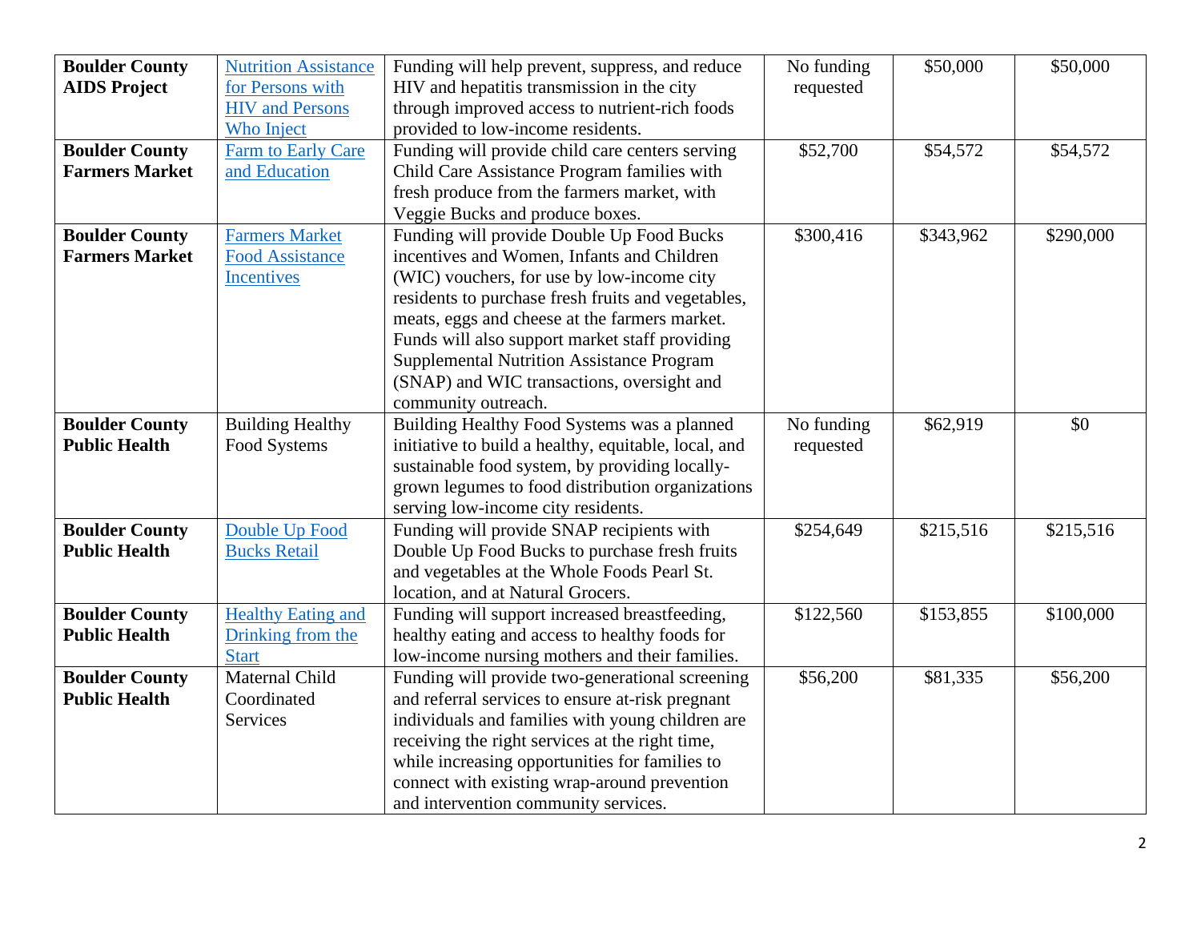| Boulder County AIDS Project | Nutrition Assistance for Persons with HIV and Persons Who Inject | Funding will help prevent, suppress, and reduce HIV and hepatitis transmission in the city through improved access to nutrient-rich foods provided to low-income residents. | No funding requested | $50,000 | $50,000 |
|---|---|---|---|---|---|
| **Boulder County Farmers Market** | Farm to Early Care and Education | Funding will provide child care centers serving Child Care Assistance Program families with fresh produce from the farmers market, with Veggie Bucks and produce boxes. | $52,700 | $54,572 | $54,572 |
| **Boulder County Farmers Market** | Farmers Market Food Assistance Incentives | Funding will provide Double Up Food Bucks incentives and Women, Infants and Children (WIC) vouchers, for use by low-income city residents to purchase fresh fruits and vegetables, meats, eggs and cheese at the farmers market. Funds will also support market staff providing Supplemental Nutrition Assistance Program (SNAP) and WIC transactions, oversight and community outreach. | $300,416 | $343,962 | $290,000 |
| **Boulder County Public Health** | Building Healthy Food Systems | Building Healthy Food Systems was a planned initiative to build a healthy, equitable, local, and sustainable food system, by providing locally-grown legumes to food distribution organizations serving low-income city residents. | No funding requested | $62,919 | $0 |
| **Boulder County Public Health** | Double Up Food Bucks Retail | Funding will provide SNAP recipients with Double Up Food Bucks to purchase fresh fruits and vegetables at the Whole Foods Pearl St. location, and at Natural Grocers. | $254,649 | $215,516 | $215,516 |
| **Boulder County Public Health** | Healthy Eating and Drinking from the Start | Funding will support increased breastfeeding, healthy eating and access to healthy foods for low-income nursing mothers and their families. | $122,560 | $153,855 | $100,000 |
| **Boulder County Public Health** | Maternal Child Coordinated Services | Funding will provide two-generational screening and referral services to ensure at-risk pregnant individuals and families with young children are receiving the right services at the right time, while increasing opportunities for families to connect with existing wrap-around prevention and intervention community services. | $56,200 | $81,335 | $56,200 |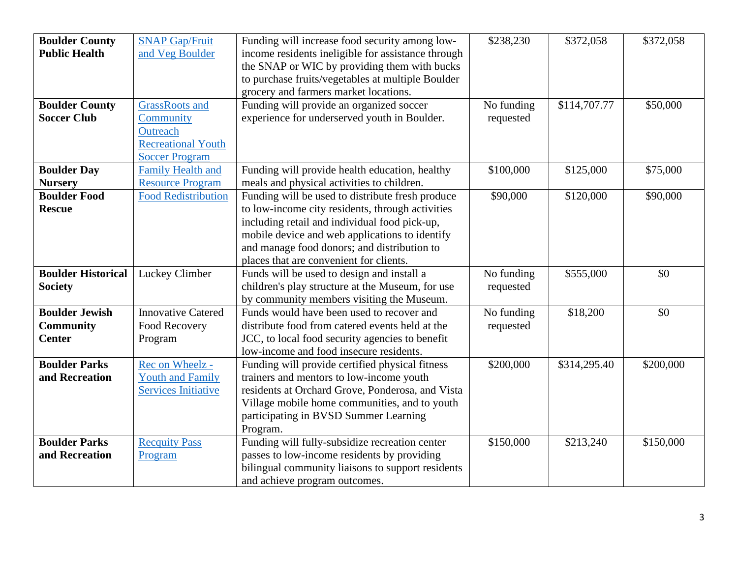| | | | | | |
|---|---|---|---|---|---|
| **Boulder County Public Health** | SNAP Gap/Fruit and Veg Boulder | Funding will increase food security among low-income residents ineligible for assistance through the SNAP or WIC by providing them with bucks to purchase fruits/vegetables at multiple Boulder grocery and farmers market locations. | $238,230 | $372,058 | $372,058 |
| **Boulder County Soccer Club** | GrassRoots and Community Outreach Recreational Youth Soccer Program | Funding will provide an organized soccer experience for underserved youth in Boulder. | No funding requested | $114,707.77 | $50,000 |
| **Boulder Day Nursery** | Family Health and Resource Program | Funding will provide health education, healthy meals and physical activities to children. | $100,000 | $125,000 | $75,000 |
| **Boulder Food Rescue** | Food Redistribution | Funding will be used to distribute fresh produce to low-income city residents, through activities including retail and individual food pick-up, mobile device and web applications to identify and manage food donors; and distribution to places that are convenient for clients. | $90,000 | $120,000 | $90,000 |
| **Boulder Historical Society** | Luckey Climber | Funds will be used to design and install a children's play structure at the Museum, for use by community members visiting the Museum. | No funding requested | $555,000 | $0 |
| **Boulder Jewish Community Center** | Innovative Catered Food Recovery Program | Funds would have been used to recover and distribute food from catered events held at the JCC, to local food security agencies to benefit low-income and food insecure residents. | No funding requested | $18,200 | $0 |
| **Boulder Parks and Recreation** | Rec on Wheelz - Youth and Family Services Initiative | Funding will provide certified physical fitness trainers and mentors to low-income youth residents at Orchard Grove, Ponderosa, and Vista Village mobile home communities, and to youth participating in BVSD Summer Learning Program. | $200,000 | $314,295.40 | $200,000 |
| **Boulder Parks and Recreation** | Recquity Pass Program | Funding will fully-subsidize recreation center passes to low-income residents by providing bilingual community liaisons to support residents and achieve program outcomes. | $150,000 | $213,240 | $150,000 |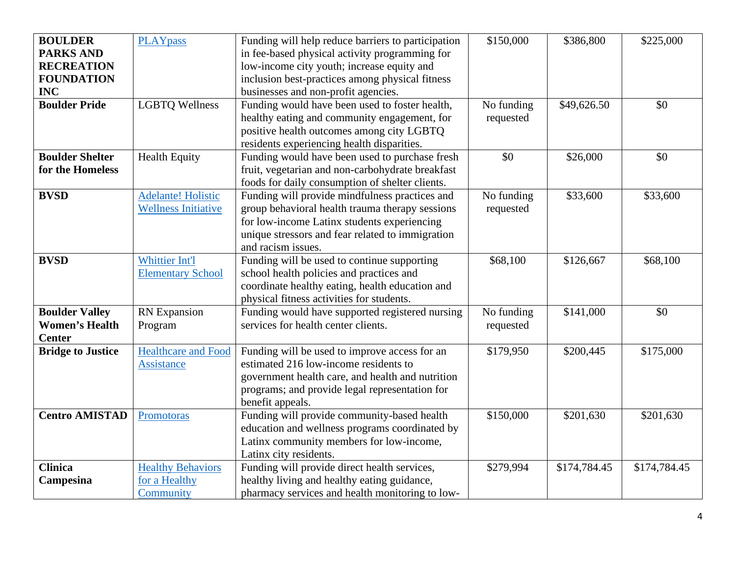| | | | | | |
|---|---|---|---|---|---|
| **BOULDER PARKS AND RECREATION FOUNDATION INC** | PLAYpass | Funding will help reduce barriers to participation in fee-based physical activity programming for low-income city youth; increase equity and inclusion best-practices among physical fitness businesses and non-profit agencies. | $150,000 | $386,800 | $225,000 |
| **Boulder Pride** | LGBTQ Wellness | Funding would have been used to foster health, healthy eating and community engagement, for positive health outcomes among city LGBTQ residents experiencing health disparities. | No funding requested | $49,626.50 | $0 |
| **Boulder Shelter for the Homeless** | Health Equity | Funding would have been used to purchase fresh fruit, vegetarian and non-carbohydrate breakfast foods for daily consumption of shelter clients. | $0 | $26,000 | $0 |
| **BVSD** | Adelante! Holistic Wellness Initiative | Funding will provide mindfulness practices and group behavioral health trauma therapy sessions for low-income Latinx students experiencing unique stressors and fear related to immigration and racism issues. | No funding requested | $33,600 | $33,600 |
| **BVSD** | Whittier Int'l Elementary School | Funding will be used to continue supporting school health policies and practices and coordinate healthy eating, health education and physical fitness activities for students. | $68,100 | $126,667 | $68,100 |
| **Boulder Valley Women's Health Center** | RN Expansion Program | Funding would have supported registered nursing services for health center clients. | No funding requested | $141,000 | $0 |
| **Bridge to Justice** | Healthcare and Food Assistance | Funding will be used to improve access for an estimated 216 low-income residents to government health care, and health and nutrition programs; and provide legal representation for benefit appeals. | $179,950 | $200,445 | $175,000 |
| **Centro AMISTAD** | Promotoras | Funding will provide community-based health education and wellness programs coordinated by Latinx community members for low-income, Latinx city residents. | $150,000 | $201,630 | $201,630 |
| **Clinica Campesina** | Healthy Behaviors for a Healthy Community | Funding will provide direct health services, healthy living and healthy eating guidance, pharmacy services and health monitoring to low- | $279,994 | $174,784.45 | $174,784.45 |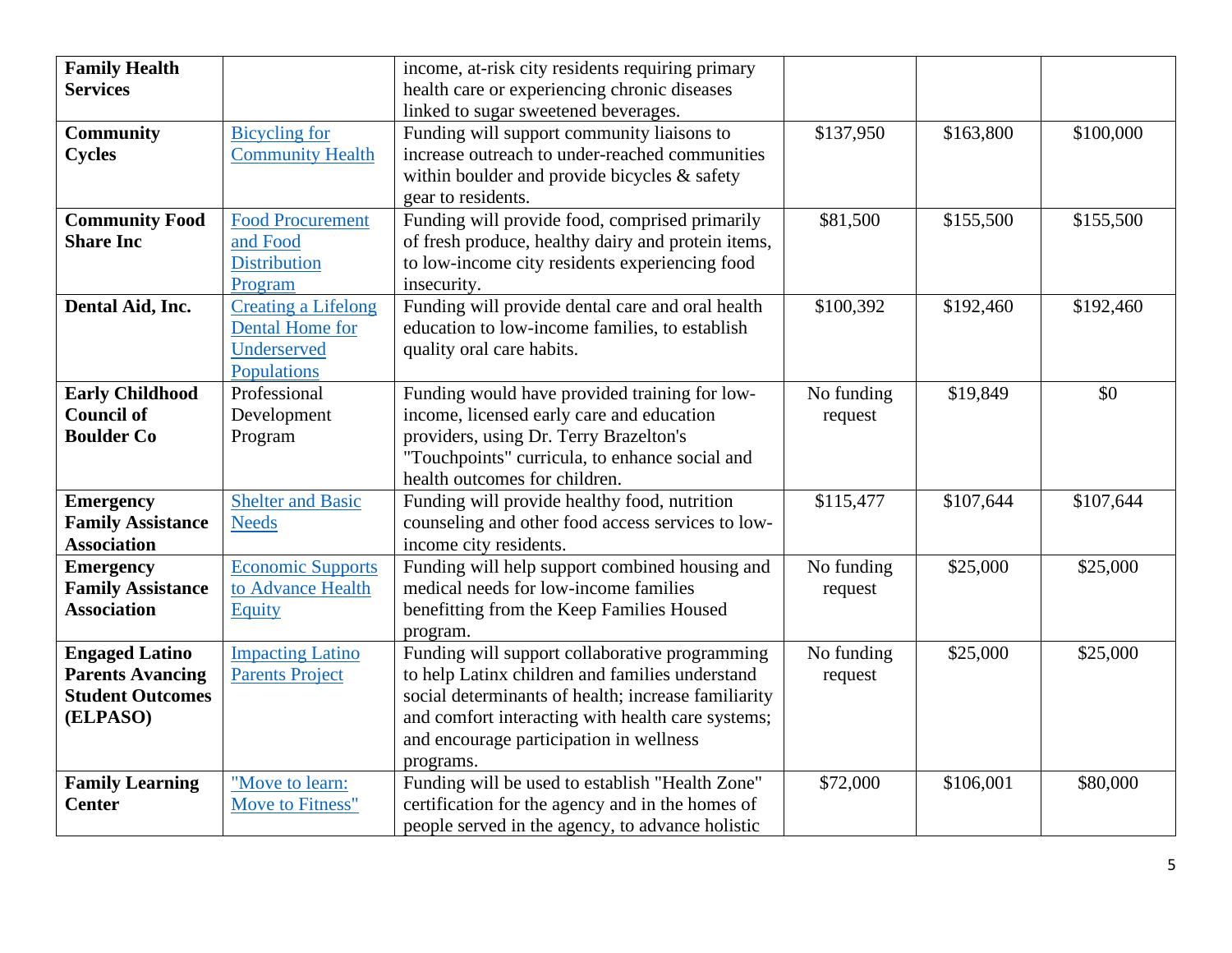| | | | | | |
|---|---|---|---|---|---|
| **Family Health Services** | | income, at-risk city residents requiring primary health care or experiencing chronic diseases linked to sugar sweetened beverages. | | | |
| **Community Cycles** | Bicycling for Community Health | Funding will support community liaisons to increase outreach to under-reached communities within boulder and provide bicycles & safety gear to residents. | $137,950 | $163,800 | $100,000 |
| **Community Food Share Inc** | Food Procurement and Food Distribution Program | Funding will provide food, comprised primarily of fresh produce, healthy dairy and protein items, to low-income city residents experiencing food insecurity. | $81,500 | $155,500 | $155,500 |
| **Dental Aid, Inc.** | Creating a Lifelong Dental Home for Underserved Populations | Funding will provide dental care and oral health education to low-income families, to establish quality oral care habits. | $100,392 | $192,460 | $192,460 |
| **Early Childhood Council of Boulder Co** | Professional Development Program | Funding would have provided training for low-income, licensed early care and education providers, using Dr. Terry Brazelton's "Touchpoints" curricula, to enhance social and health outcomes for children. | No funding request | $19,849 | $0 |
| **Emergency Family Assistance Association** | Shelter and Basic Needs | Funding will provide healthy food, nutrition counseling and other food access services to low-income city residents. | $115,477 | $107,644 | $107,644 |
| **Emergency Family Assistance Association** | Economic Supports to Advance Health Equity | Funding will help support combined housing and medical needs for low-income families benefitting from the Keep Families Housed program. | No funding request | $25,000 | $25,000 |
| **Engaged Latino Parents Avancing Student Outcomes (ELPASO)** | Impacting Latino Parents Project | Funding will support collaborative programming to help Latinx children and families understand social determinants of health; increase familiarity and comfort interacting with health care systems; and encourage participation in wellness programs. | No funding request | $25,000 | $25,000 |
| **Family Learning Center** | "Move to learn: Move to Fitness" | Funding will be used to establish "Health Zone" certification for the agency and in the homes of people served in the agency, to advance holistic | $72,000 | $106,001 | $80,000 |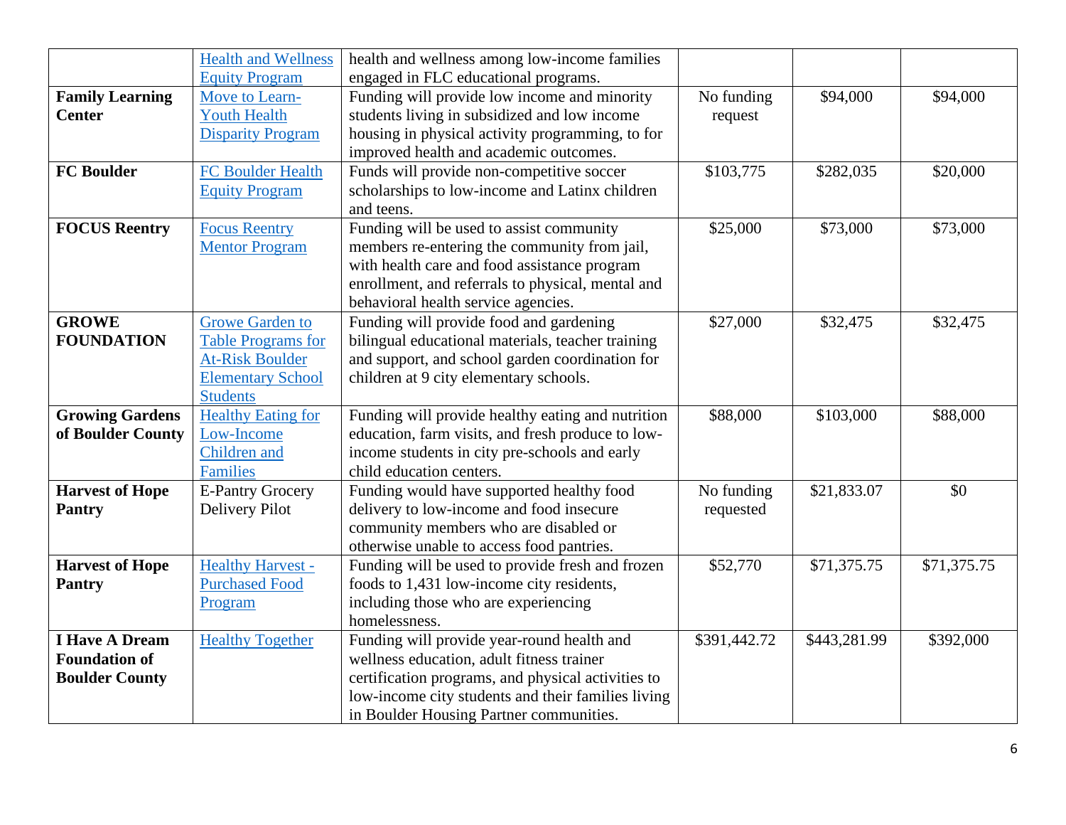| | | | | | |
|---|---|---|---|---|---|
| | Health and Wellness Equity Program | health and wellness among low-income families engaged in FLC educational programs. | | | |
| **Family Learning Center** | Move to Learn-Youth Health Disparity Program | Funding will provide low income and minority students living in subsidized and low income housing in physical activity programming, to for improved health and academic outcomes. | No funding request | $94,000 | $94,000 |
| **FC Boulder** | FC Boulder Health Equity Program | Funds will provide non-competitive soccer scholarships to low-income and Latinx children and teens. | $103,775 | $282,035 | $20,000 |
| **FOCUS Reentry** | Focus Reentry Mentor Program | Funding will be used to assist community members re-entering the community from jail, with health care and food assistance program enrollment, and referrals to physical, mental and behavioral health service agencies. | $25,000 | $73,000 | $73,000 |
| **GROWE FOUNDATION** | Growe Garden to Table Programs for At-Risk Boulder Elementary School Students | Funding will provide food and gardening bilingual educational materials, teacher training and support, and school garden coordination for children at 9 city elementary schools. | $27,000 | $32,475 | $32,475 |
| **Growing Gardens of Boulder County** | Healthy Eating for Low-Income Children and Families | Funding will provide healthy eating and nutrition education, farm visits, and fresh produce to low-income students in city pre-schools and early child education centers. | $88,000 | $103,000 | $88,000 |
| **Harvest of Hope Pantry** | E-Pantry Grocery Delivery Pilot | Funding would have supported healthy food delivery to low-income and food insecure community members who are disabled or otherwise unable to access food pantries. | No funding requested | $21,833.07 | $0 |
| **Harvest of Hope Pantry** | Healthy Harvest - Purchased Food Program | Funding will be used to provide fresh and frozen foods to 1,431 low-income city residents, including those who are experiencing homelessness. | $52,770 | $71,375.75 | $71,375.75 |
| **I Have A Dream Foundation of Boulder County** | Healthy Together | Funding will provide year-round health and wellness education, adult fitness trainer certification programs, and physical activities to low-income city students and their families living in Boulder Housing Partner communities. | $391,442.72 | $443,281.99 | $392,000 |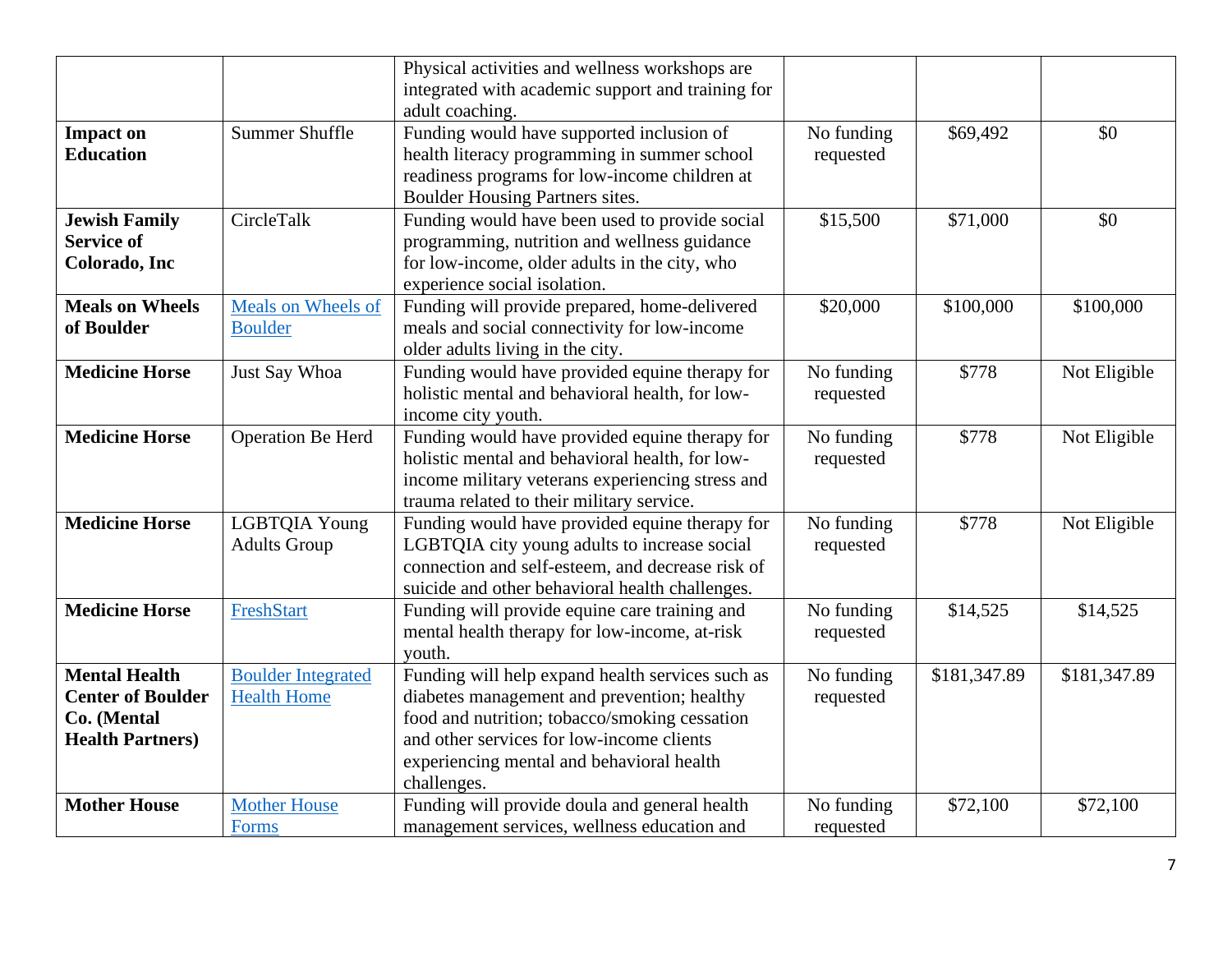| | | Physical activities and wellness workshops are integrated with academic support and training for adult coaching. | | | |
|---|---|---|---|---|---|
| **Impact on Education** | Summer Shuffle | Funding would have supported inclusion of health literacy programming in summer school readiness programs for low-income children at Boulder Housing Partners sites. | No funding requested | $69,492 | $0 |
| **Jewish Family Service of Colorado, Inc** | CircleTalk | Funding would have been used to provide social programming, nutrition and wellness guidance for low-income, older adults in the city, who experience social isolation. | $15,500 | $71,000 | $0 |
| **Meals on Wheels of Boulder** | Meals on Wheels of Boulder | Funding will provide prepared, home-delivered meals and social connectivity for low-income older adults living in the city. | $20,000 | $100,000 | $100,000 |
| **Medicine Horse** | Just Say Whoa | Funding would have provided equine therapy for holistic mental and behavioral health, for low-income city youth. | No funding requested | $778 | Not Eligible |
| **Medicine Horse** | Operation Be Herd | Funding would have provided equine therapy for holistic mental and behavioral health, for low-income military veterans experiencing stress and trauma related to their military service. | No funding requested | $778 | Not Eligible |
| **Medicine Horse** | LGBTQIA Young Adults Group | Funding would have provided equine therapy for LGBTQIA city young adults to increase social connection and self-esteem, and decrease risk of suicide and other behavioral health challenges. | No funding requested | $778 | Not Eligible |
| **Medicine Horse** | FreshStart | Funding will provide equine care training and mental health therapy for low-income, at-risk youth. | No funding requested | $14,525 | $14,525 |
| **Mental Health Center of Boulder Co. (Mental Health Partners)** | Boulder Integrated Health Home | Funding will help expand health services such as diabetes management and prevention; healthy food and nutrition; tobacco/smoking cessation and other services for low-income clients experiencing mental and behavioral health challenges. | No funding requested | $181,347.89 | $181,347.89 |
| **Mother House** | Mother House Forms | Funding will provide doula and general health management services, wellness education and | No funding requested | $72,100 | $72,100 |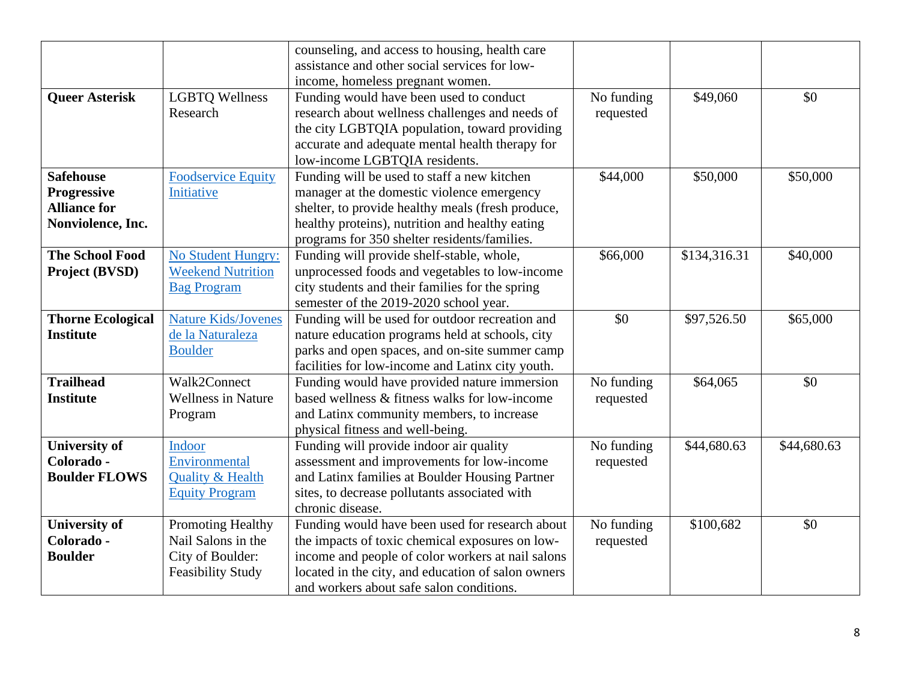| | | | | | |
|---|---|---|---|---|---|
| | | counseling, and access to housing, health care assistance and other social services for low-income, homeless pregnant women. | | | |
| **Queer Asterisk** | LGBTQ Wellness Research | Funding would have been used to conduct research about wellness challenges and needs of the city LGBTQIA population, toward providing accurate and adequate mental health therapy for low-income LGBTQIA residents. | No funding requested | $49,060 | $0 |
| **Safehouse Progressive Alliance for Nonviolence, Inc.** | Foodservice Equity Initiative | Funding will be used to staff a new kitchen manager at the domestic violence emergency shelter, to provide healthy meals (fresh produce, healthy proteins), nutrition and healthy eating programs for 350 shelter residents/families. | $44,000 | $50,000 | $50,000 |
| **The School Food Project (BVSD)** | No Student Hungry: Weekend Nutrition Bag Program | Funding will provide shelf-stable, whole, unprocessed foods and vegetables to low-income city students and their families for the spring semester of the 2019-2020 school year. | $66,000 | $134,316.31 | $40,000 |
| **Thorne Ecological Institute** | Nature Kids/Jovenes de la Naturaleza Boulder | Funding will be used for outdoor recreation and nature education programs held at schools, city parks and open spaces, and on-site summer camp facilities for low-income and Latinx city youth. | $0 | $97,526.50 | $65,000 |
| **Trailhead Institute** | Walk2Connect Wellness in Nature Program | Funding would have provided nature immersion based wellness & fitness walks for low-income and Latinx community members, to increase physical fitness and well-being. | No funding requested | $64,065 | $0 |
| **University of Colorado - Boulder FLOWS** | Indoor Environmental Quality & Health Equity Program | Funding will provide indoor air quality assessment and improvements for low-income and Latinx families at Boulder Housing Partner sites, to decrease pollutants associated with chronic disease. | No funding requested | $44,680.63 | $44,680.63 |
| **University of Colorado - Boulder** | Promoting Healthy Nail Salons in the City of Boulder: Feasibility Study | Funding would have been used for research about the impacts of toxic chemical exposures on low-income and people of color workers at nail salons located in the city, and education of salon owners and workers about safe salon conditions. | No funding requested | $100,682 | $0 |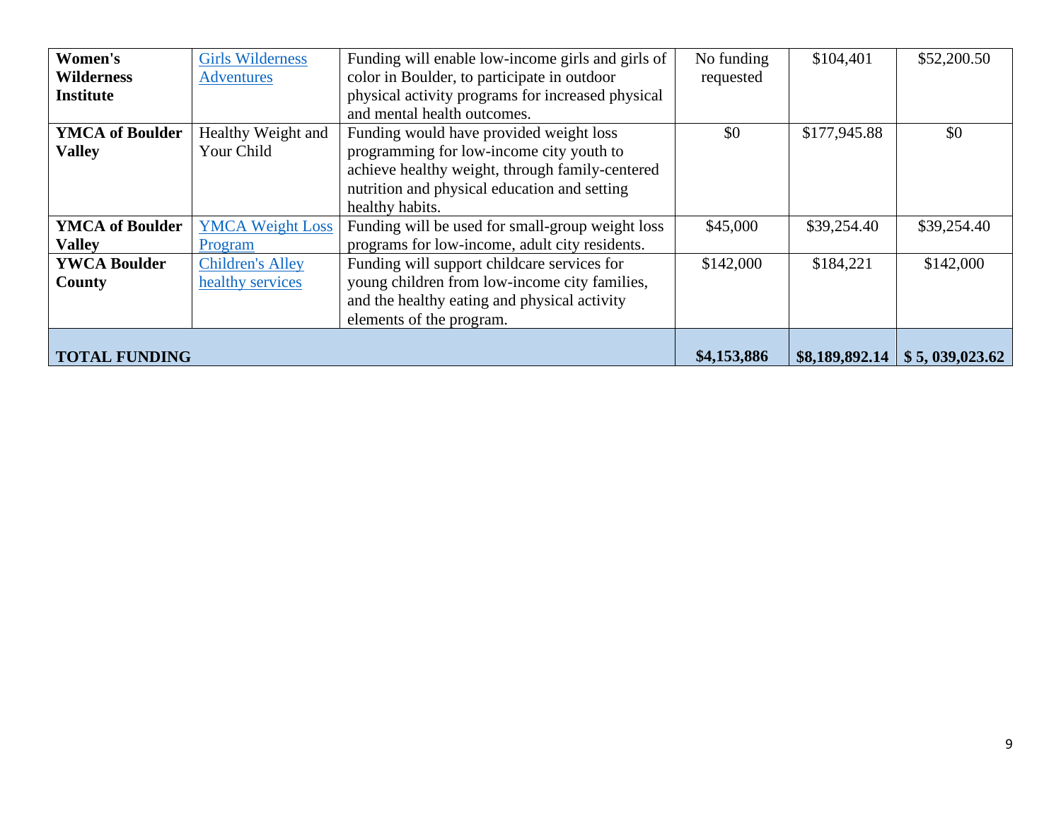| | | | | | |
|---|---|---|---|---|---|
| **Women's Wilderness Institute** | Girls Wilderness Adventures | Funding will enable low-income girls and girls of color in Boulder, to participate in outdoor physical activity programs for increased physical and mental health outcomes. | No funding requested | $104,401 | $52,200.50 |
| **YMCA of Boulder Valley** | Healthy Weight and Your Child | Funding would have provided weight loss programming for low-income city youth to achieve healthy weight, through family-centered nutrition and physical education and setting healthy habits. | $0 | $177,945.88 | $0 |
| **YMCA of Boulder Valley** | YMCA Weight Loss Program | Funding will be used for small-group weight loss programs for low-income, adult city residents. | $45,000 | $39,254.40 | $39,254.40 |
| **YWCA Boulder County** | Children's Alley healthy services | Funding will support childcare services for young children from low-income city families, and the healthy eating and physical activity elements of the program. | $142,000 | $184,221 | $142,000 |
| **TOTAL FUNDING** | | | **$4,153,886** | **$8,189,892.14** | **$ 5, 039,023.62** |